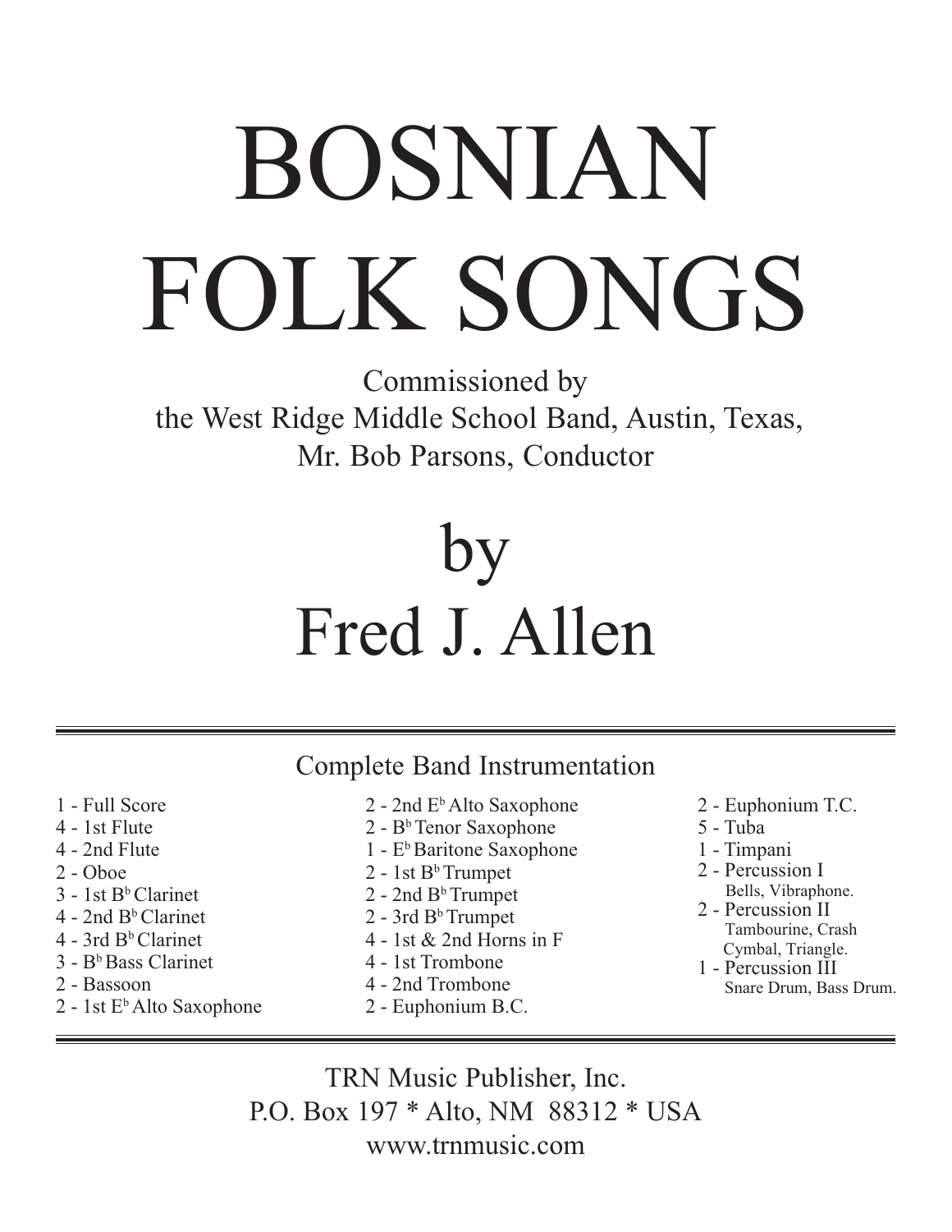# BOSNIAN FOLK SONGS

Commissioned by
the West Ridge Middle School Band, Austin, Texas,
Mr. Bob Parsons, Conductor

## by
## Fred J. Allen

---

### Complete Band Instrumentation

- 1 - Full Score
- 4 - 1st Flute
- 4 - 2nd Flute
- 2 - Oboe
- 3 - 1st B♭ Clarinet
- 4 - 2nd B♭ Clarinet
- 4 - 3rd B♭ Clarinet
- 3 - B♭ Bass Clarinet
- 2 - Bassoon
- 2 - 1st E♭ Alto Saxophone
- 2 - 2nd E♭ Alto Saxophone
- 2 - B♭ Tenor Saxophone
- 1 - E♭ Baritone Saxophone
- 2 - 1st B♭ Trumpet
- 2 - 2nd B♭ Trumpet
- 2 - 3rd B♭ Trumpet
- 4 - 1st & 2nd Horns in F
- 4 - 1st Trombone
- 4 - 2nd Trombone
- 2 - Euphonium B.C.
- 2 - Euphonium T.C.
- 5 - Tuba
- 1 - Timpani
- 2 - Percussion I
  Bells, Vibraphone.
- 2 - Percussion II
  Tambourine, Crash Cymbal, Triangle.
- 1 - Percussion III
  Snare Drum, Bass Drum.

---

TRN Music Publisher, Inc.
P.O. Box 197 * Alto, NM 88312 * USA
www.trnmusic.com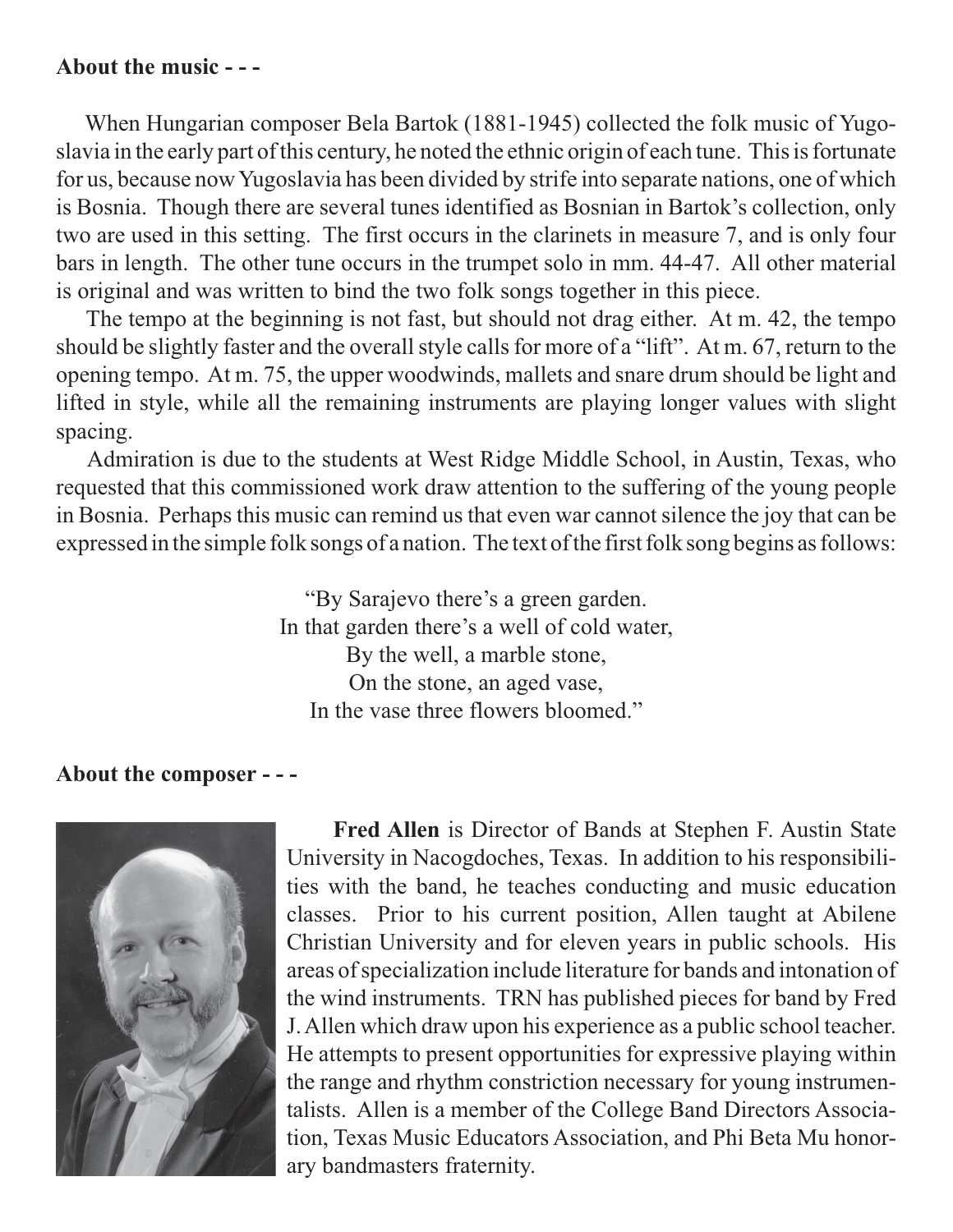**About the music - - -**

When Hungarian composer Bela Bartok (1881-1945) collected the folk music of Yugoslavia in the early part of this century, he noted the ethnic origin of each tune. This is fortunate for us, because now Yugoslavia has been divided by strife into separate nations, one of which is Bosnia. Though there are several tunes identified as Bosnian in Bartok's collection, only two are used in this setting. The first occurs in the clarinets in measure 7, and is only four bars in length. The other tune occurs in the trumpet solo in mm. 44-47. All other material is original and was written to bind the two folk songs together in this piece.

The tempo at the beginning is not fast, but should not drag either. At m. 42, the tempo should be slightly faster and the overall style calls for more of a "lift". At m. 67, return to the opening tempo. At m. 75, the upper woodwinds, mallets and snare drum should be light and lifted in style, while all the remaining instruments are playing longer values with slight spacing.

Admiration is due to the students at West Ridge Middle School, in Austin, Texas, who requested that this commissioned work draw attention to the suffering of the young people in Bosnia. Perhaps this music can remind us that even war cannot silence the joy that can be expressed in the simple folk songs of a nation. The text of the first folk song begins as follows:

"By Sarajevo there's a green garden.
In that garden there's a well of cold water,
By the well, a marble stone,
On the stone, an aged vase,
In the vase three flowers bloomed."

**About the composer - - -**

**Fred Allen** is Director of Bands at Stephen F. Austin State University in Nacogdoches, Texas. In addition to his responsibilities with the band, he teaches conducting and music education classes. Prior to his current position, Allen taught at Abilene Christian University and for eleven years in public schools. His areas of specialization include literature for bands and intonation of the wind instruments. TRN has published pieces for band by Fred J. Allen which draw upon his experience as a public school teacher. He attempts to present opportunities for expressive playing within the range and rhythm constriction necessary for young instrumentalists. Allen is a member of the College Band Directors Association, Texas Music Educators Association, and Phi Beta Mu honorary bandmasters fraternity.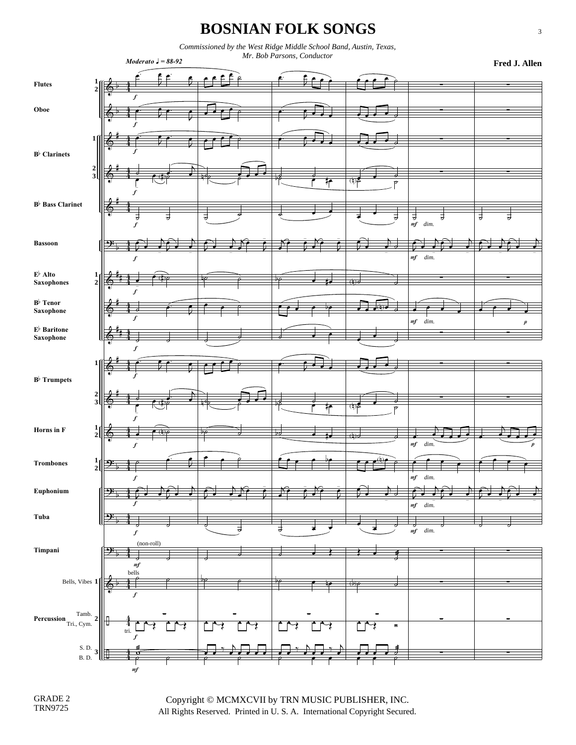# BOSNIAN FOLK SONGS

*Commissioned by the West Ridge Middle School Band, Austin, Texas,*
*Mr. Bob Parsons, Conductor*

**Fred J. Allen**

*Moderato* ♩ = 88-92

Flutes 1 2

Oboe

B♭ Clarinets 1, 2 3

B♭ Bass Clarinet

Bassoon

E♭ Alto Saxophones 1 2

B♭ Tenor Saxophone

E♭ Baritone Saxophone

B♭ Trumpets 1, 2 3

Horns in F 1 2

Trombones 1 2

Euphonium

Tuba

Timpani (non-roll)

Bells, Vibes 1 (bells)

Percussion 2 Tamb. Tri., Cym. (tri.)

3 S. D. B. D.

GRADE 2
TRN9725

Copyright © MCMXCVII by TRN MUSIC PUBLISHER, INC.
All Rights Reserved. Printed in U. S. A. International Copyright Secured.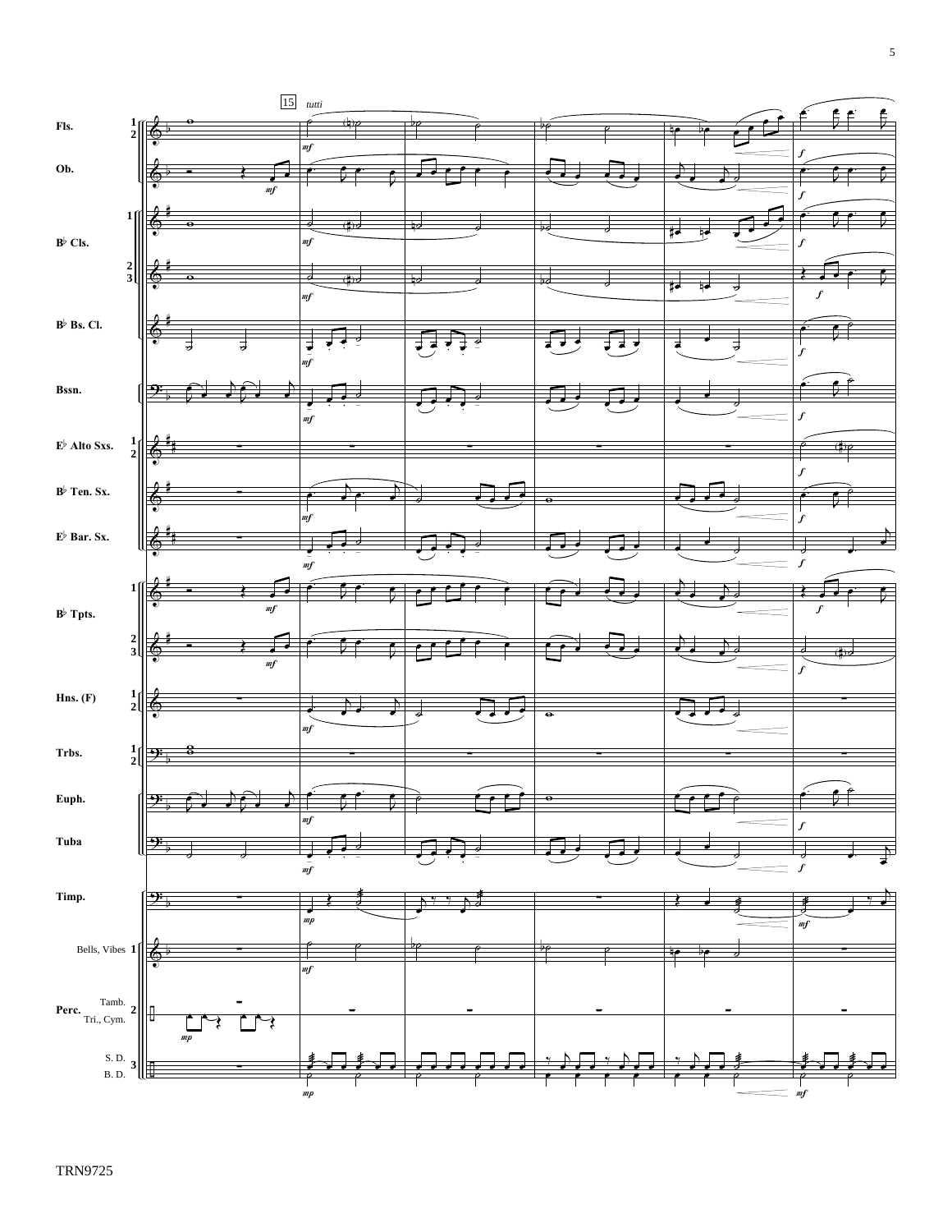15 *tutti*

Fls. 1 2

Ob.

B♭ Cls. 1 2 3

B♭ Bs. Cl.

Bssn.

E♭ Alto Sxs. 1 2

B♭ Ten. Sx.

E♭ Bar. Sx.

B♭ Tpts. 1 2 3

Hns. (F) 1 2

Trbs. 1 2

Euph.

Tuba

Timp.

Bells, Vibes 1

Perc. Tamb. Tri., Cym. 2

S. D. B. D. 3